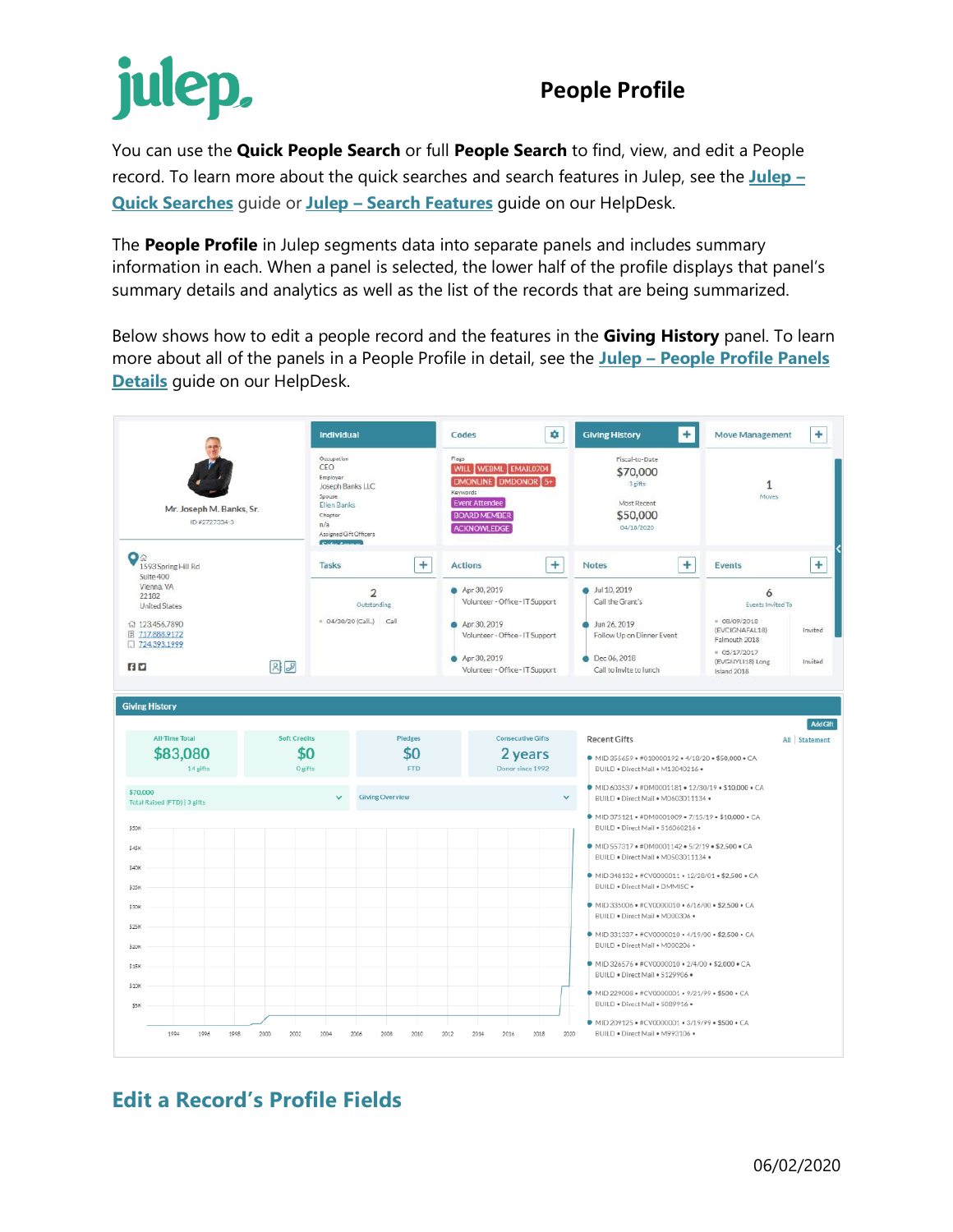# People Profile

You can use the **Quick People Search** or full **People Search** to find, view, and edit a People record. To learn more about the quick searches and search features in Julep, see the **Julep – Quick Searches** guide or **Julep – Search Features** guide on our HelpDesk.

The **People Profile** in Julep segments data into separate panels and includes summary information in each. When a panel is selected, the lower half of the profile displays that panel's summary details and analytics as well as the list of the records that are being summarized.

Below shows how to edit a people record and the features in the **Giving History** panel. To learn more about all of the panels in a People Profile in detail, see the **Julep – People Profile Panels Details** guide on our HelpDesk.

## Edit a Record's Profile Fields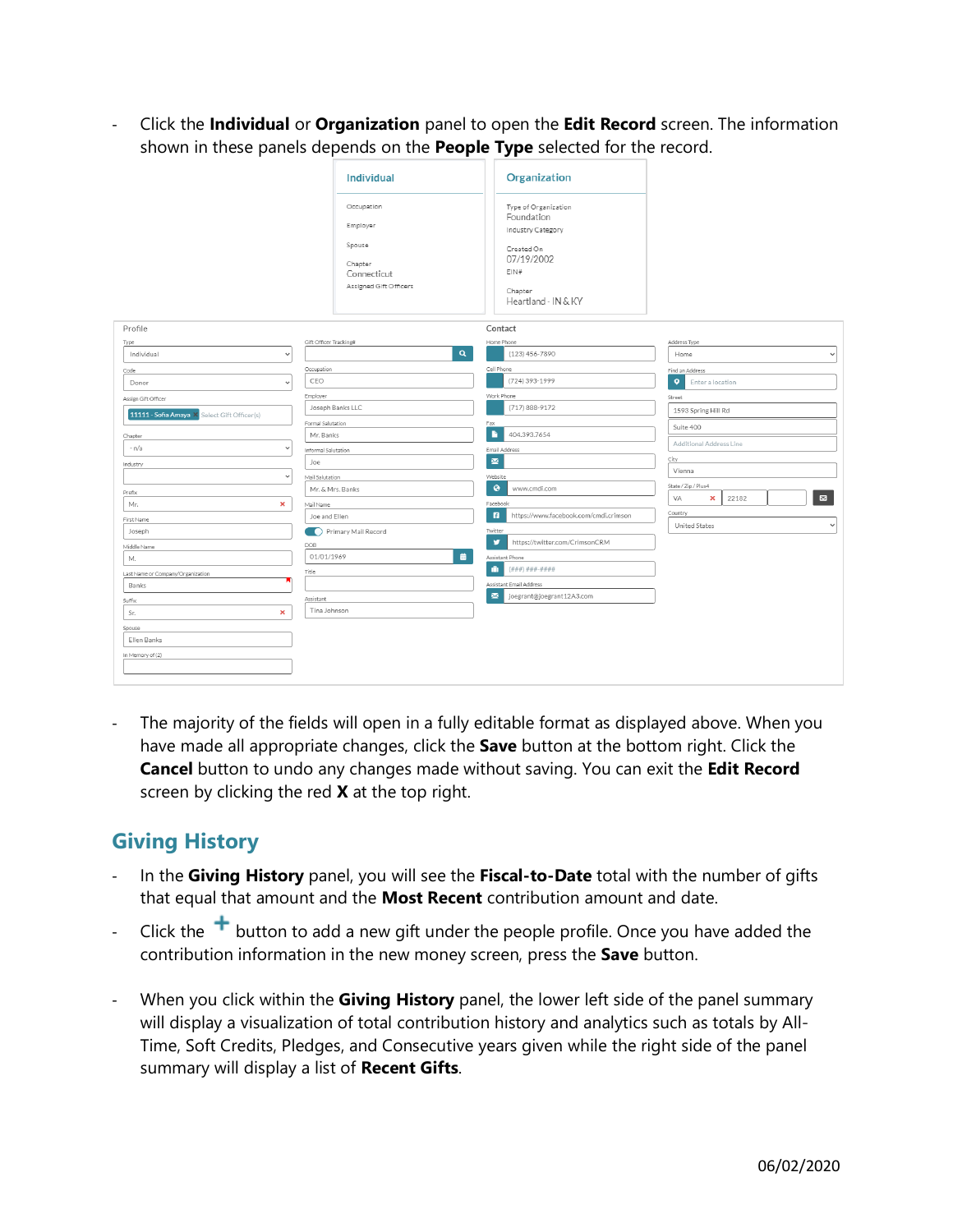- Click the **Individual** or **Organization** panel to open the **Edit Record** screen. The information shown in these panels depends on the **People Type** selected for the record.

- The majority of the fields will open in a fully editable format as displayed above. When you have made all appropriate changes, click the **Save** button at the bottom right. Click the **Cancel** button to undo any changes made without saving. You can exit the **Edit Record** screen by clicking the red **X** at the top right.

## Giving History

- In the **Giving History** panel, you will see the **Fiscal-to-Date** total with the number of gifts that equal that amount and the **Most Recent** contribution amount and date.

- Click the + button to add a new gift under the people profile. Once you have added the contribution information in the new money screen, press the **Save** button.

- When you click within the **Giving History** panel, the lower left side of the panel summary will display a visualization of total contribution history and analytics such as totals by All-Time, Soft Credits, Pledges, and Consecutive years given while the right side of the panel summary will display a list of **Recent Gifts**.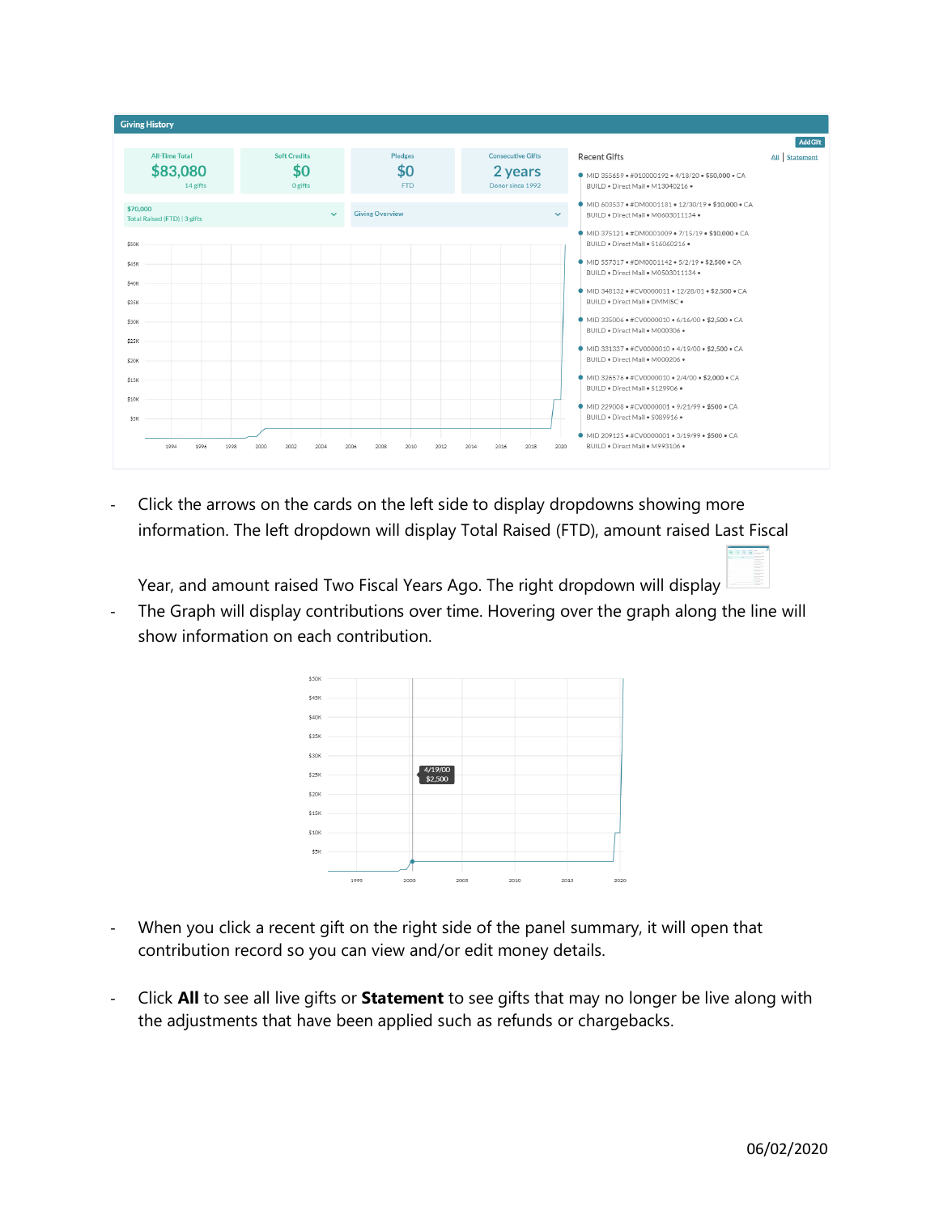- Click the arrows on the cards on the left side to display dropdowns showing more information. The left dropdown will display Total Raised (FTD), amount raised Last Fiscal Year, and amount raised Two Fiscal Years Ago. The right dropdown will display
- The Graph will display contributions over time. Hovering over the graph along the line will show information on each contribution.

- When you click a recent gift on the right side of the panel summary, it will open that contribution record so you can view and/or edit money details.

- Click **All** to see all live gifts or **Statement** to see gifts that may no longer be live along with the adjustments that have been applied such as refunds or chargebacks.

06/02/2020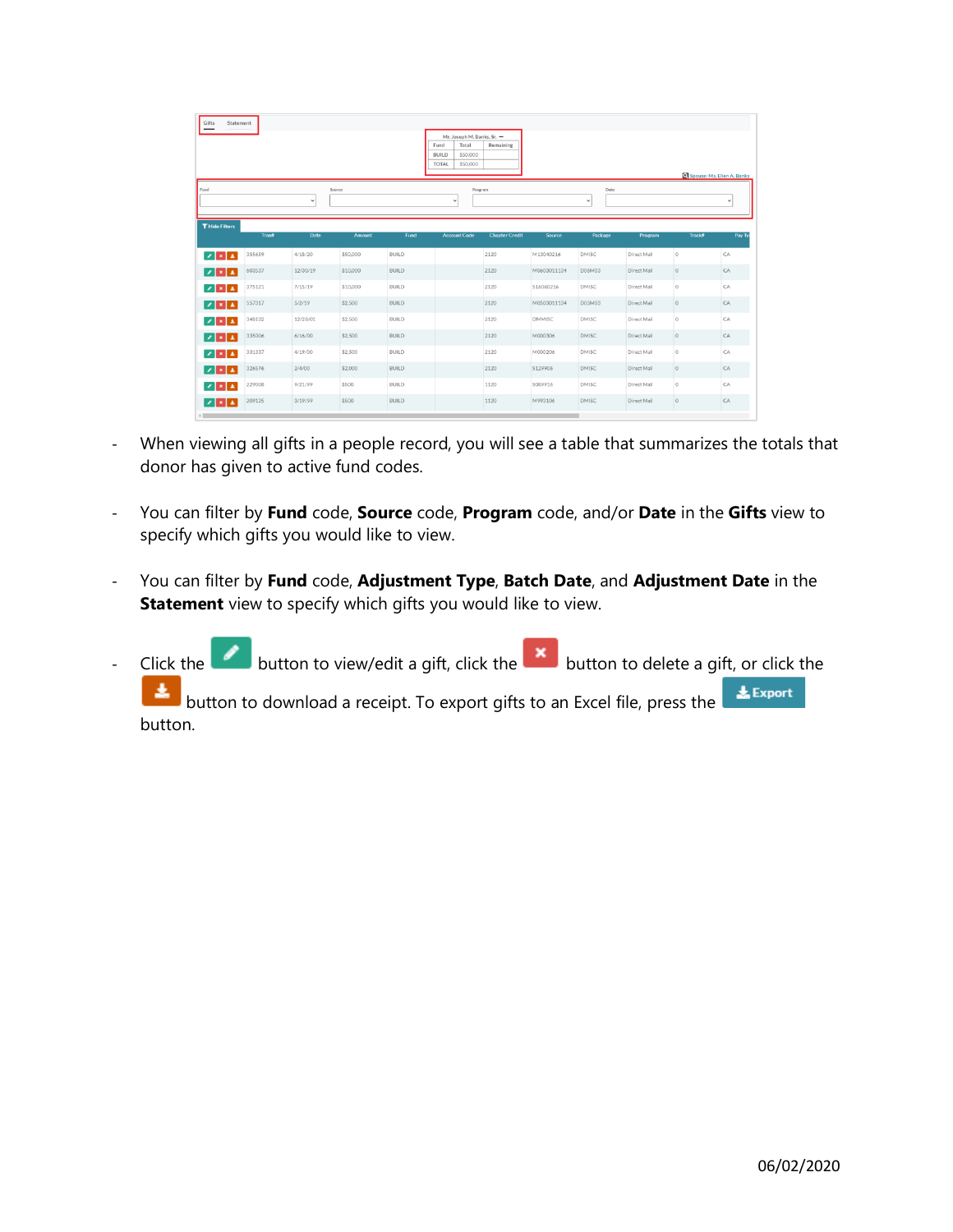- When viewing all gifts in a people record, you will see a table that summarizes the totals that donor has given to active fund codes.

- You can filter by **Fund** code, **Source** code, **Program** code, and/or **Date** in the **Gifts** view to specify which gifts you would like to view.

- You can filter by **Fund** code, **Adjustment Type**, **Batch Date**, and **Adjustment Date** in the **Statement** view to specify which gifts you would like to view.

- Click the button to view/edit a gift, click the button to delete a gift, or click the button to download a receipt. To export gifts to an Excel file, press the **Export** button.

06/02/2020